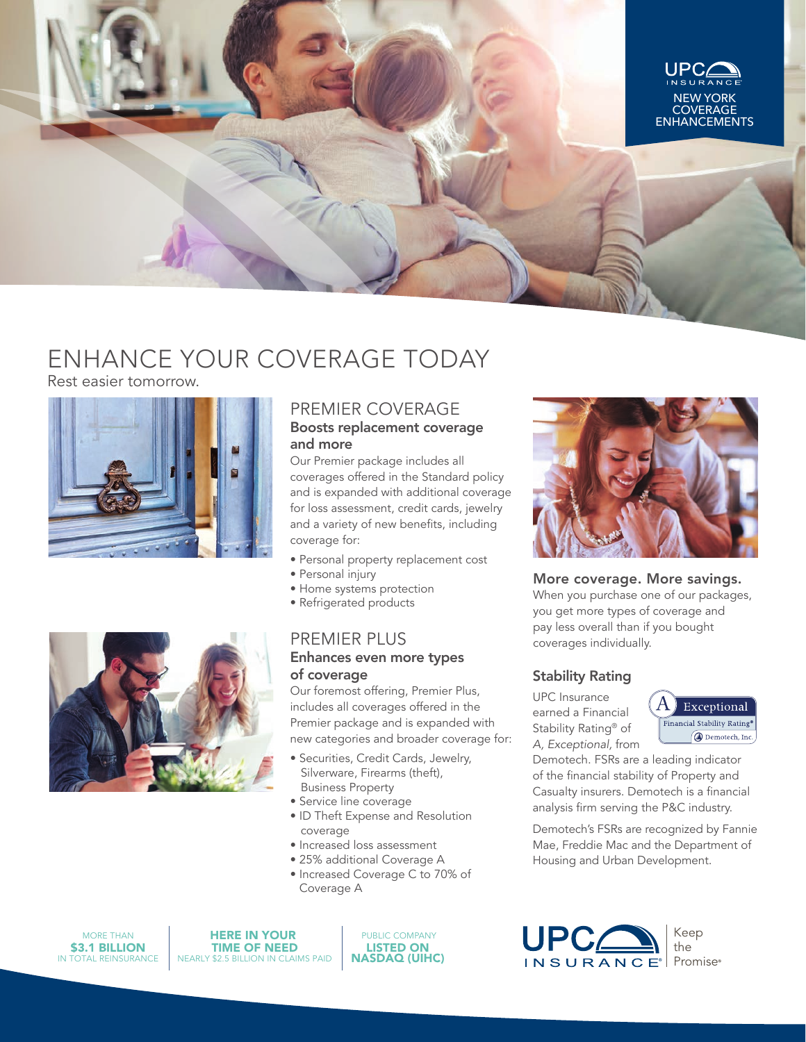UPC INSURANCE

NEW YORK COVERAGE ENHANCEMENTS

# ENHANCE YOUR COVERAGE TODAY

Rest easier tomorrow.

## PREMIER COVERAGE

### Boosts replacement coverage and more

Our Premier package includes all coverages offered in the Standard policy and is expanded with additional coverage for loss assessment, credit cards, jewelry and a variety of new benefits, including coverage for:

- Personal property replacement cost
- Personal injury
- Home systems protection
- Refrigerated products

## PREMIER PLUS

### Enhances even more types of coverage

Our foremost offering, Premier Plus, includes all coverages offered in the Premier package and is expanded with new categories and broader coverage for:

- Securities, Credit Cards, Jewelry, Silverware, Firearms (theft), Business Property
- Service line coverage
- ID Theft Expense and Resolution coverage
- Increased loss assessment
- 25% additional Coverage A
- Increased Coverage C to 70% of Coverage A

### More coverage. More savings.

When you purchase one of our packages, you get more types of coverage and pay less overall than if you bought coverages individually.

### Stability Rating

A Exceptional — Financial Stability Rating® — Demotech, Inc.

UPC Insurance earned a Financial Stability Rating® of *A, Exceptional*, from Demotech. FSRs are a leading indicator of the financial stability of Property and Casualty insurers. Demotech is a financial analysis firm serving the P&C industry.

Demotech's FSRs are recognized by Fannie Mae, Freddie Mac and the Department of Housing and Urban Development.

MORE THAN **$3.1 BILLION** IN TOTAL REINSURANCE

**HERE IN YOUR TIME OF NEED** NEARLY $2.5 BILLION IN CLAIMS PAID

PUBLIC COMPANY **LISTED ON NASDAQ (UIHC)**

UPC INSURANCE® | Keep the Promise®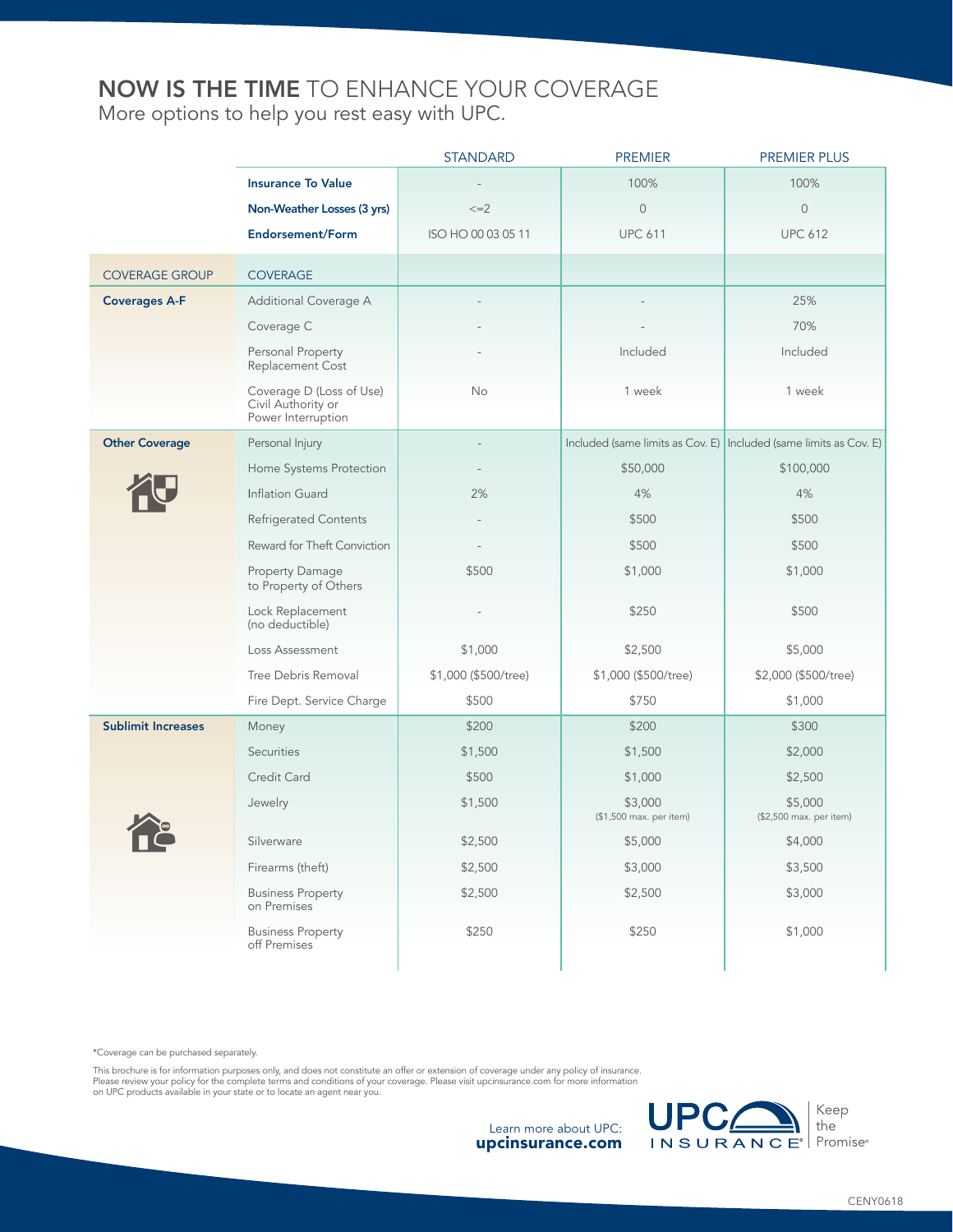# NOW IS THE TIME TO ENHANCE YOUR COVERAGE

More options to help you rest easy with UPC.

| | | STANDARD | PREMIER | PREMIER PLUS |
|---|---|---|---|---|
| | **Insurance To Value** | - | 100% | 100% |
| | **Non-Weather Losses (3 yrs)** | <=2 | 0 | 0 |
| | **Endorsement/Form** | ISO HO 00 03 05 11 | UPC 611 | UPC 612 |
| COVERAGE GROUP | COVERAGE | | | |
| **Coverages A-F** | Additional Coverage A | - | - | 25% |
| | Coverage C | - | - | 70% |
| | Personal Property Replacement Cost | - | Included | Included |
| | Coverage D (Loss of Use) Civil Authority or Power Interruption | No | 1 week | 1 week |
| **Other Coverage** | Personal Injury | - | Included (same limits as Cov. E) | Included (same limits as Cov. E) |
| | Home Systems Protection | - | $50,000 | $100,000 |
| | Inflation Guard | 2% | 4% | 4% |
| | Refrigerated Contents | - | $500 | $500 |
| | Reward for Theft Conviction | - | $500 | $500 |
| | Property Damage to Property of Others | $500 | $1,000 | $1,000 |
| | Lock Replacement (no deductible) | - | $250 | $500 |
| | Loss Assessment | $1,000 | $2,500 | $5,000 |
| | Tree Debris Removal | $1,000 ($500/tree) | $1,000 ($500/tree) | $2,000 ($500/tree) |
| | Fire Dept. Service Charge | $500 | $750 | $1,000 |
| **Sublimit Increases** | Money | $200 | $200 | $300 |
| | Securities | $1,500 | $1,500 | $2,000 |
| | Credit Card | $500 | $1,000 | $2,500 |
| | Jewelry | $1,500 | $3,000 ($1,500 max. per item) | $5,000 ($2,500 max. per item) |
| | Silverware | $2,500 | $5,000 | $4,000 |
| | Firearms (theft) | $2,500 | $3,000 | $3,500 |
| | Business Property on Premises | $2,500 | $2,500 | $3,000 |
| | Business Property off Premises | $250 | $250 | $1,000 |

*Coverage can be purchased separately.

This brochure is for information purposes only, and does not constitute an offer or extension of coverage under any policy of insurance. Please review your policy for the complete terms and conditions of your coverage. Please visit upcinsurance.com for more information on UPC products available in your state or to locate an agent near you.

Learn more about UPC:
**upcinsurance.com**

UPC INSURANCE® | Keep the Promise®

CENY0618